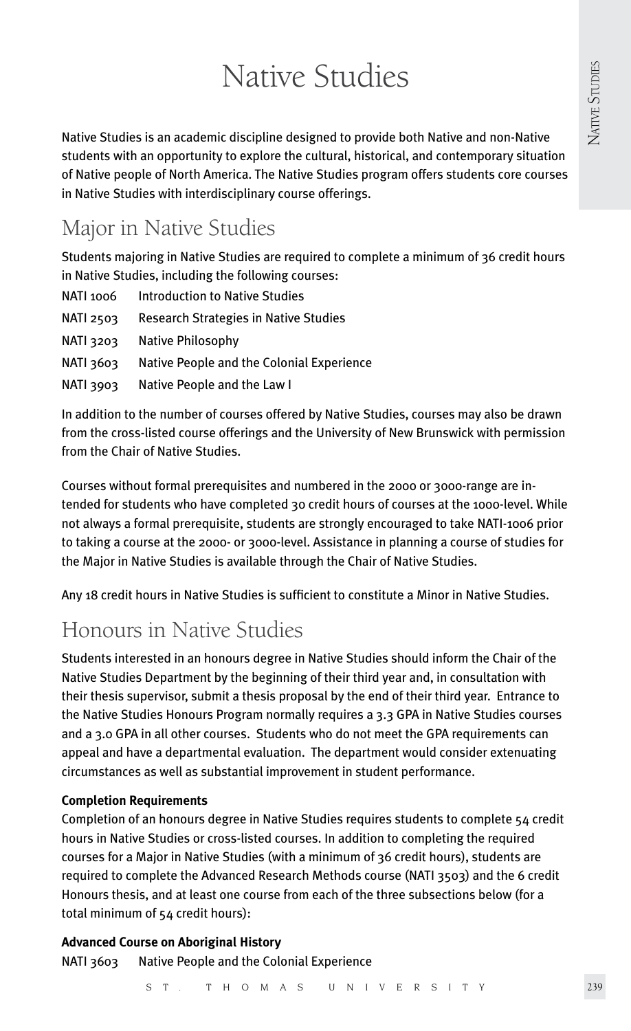# Native Studies

Native Studies is an academic discipline designed to provide both Native and non-Native students with an opportunity to explore the cultural, historical, and contemporary situation of Native people of North America. The Native Studies program offers students core courses in Native Studies with interdisciplinary course offerings.

## Major in Native Studies

Students majoring in Native Studies are required to complete a minimum of 36 credit hours in Native Studies, including the following courses:

NATI 1006 Introduction to Native Studies
NATI 2503 Research Strategies in Native Studies
NATI 3203 Native Philosophy
NATI 3603 Native People and the Colonial Experience
NATI 3903 Native People and the Law I

In addition to the number of courses offered by Native Studies, courses may also be drawn from the cross-listed course offerings and the University of New Brunswick with permission from the Chair of Native Studies.

Courses without formal prerequisites and numbered in the 2000 or 3000-range are intended for students who have completed 30 credit hours of courses at the 1000-level. While not always a formal prerequisite, students are strongly encouraged to take NATI-1006 prior to taking a course at the 2000- or 3000-level. Assistance in planning a course of studies for the Major in Native Studies is available through the Chair of Native Studies.

Any 18 credit hours in Native Studies is sufficient to constitute a Minor in Native Studies.

## Honours in Native Studies

Students interested in an honours degree in Native Studies should inform the Chair of the Native Studies Department by the beginning of their third year and, in consultation with their thesis supervisor, submit a thesis proposal by the end of their third year. Entrance to the Native Studies Honours Program normally requires a 3.3 GPA in Native Studies courses and a 3.0 GPA in all other courses. Students who do not meet the GPA requirements can appeal and have a departmental evaluation. The department would consider extenuating circumstances as well as substantial improvement in student performance.

**Completion Requirements**

Completion of an honours degree in Native Studies requires students to complete 54 credit hours in Native Studies or cross-listed courses. In addition to completing the required courses for a Major in Native Studies (with a minimum of 36 credit hours), students are required to complete the Advanced Research Methods course (NATI 3503) and the 6 credit Honours thesis, and at least one course from each of the three subsections below (for a total minimum of 54 credit hours):

**Advanced Course on Aboriginal History**

NATI 3603 Native People and the Colonial Experience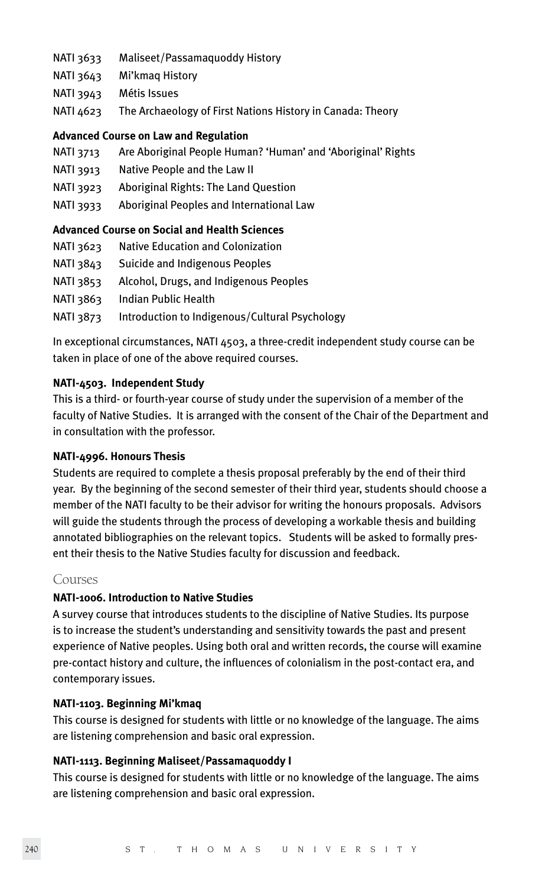NATI 3633 Maliseet/Passamaquoddy History

NATI 3643 Mi'kmaq History

NATI 3943 Métis Issues

NATI 4623 The Archaeology of First Nations History in Canada: Theory

**Advanced Course on Law and Regulation**

NATI 3713 Are Aboriginal People Human? 'Human' and 'Aboriginal' Rights

NATI 3913 Native People and the Law II

NATI 3923 Aboriginal Rights: The Land Question

NATI 3933 Aboriginal Peoples and International Law

**Advanced Course on Social and Health Sciences**

NATI 3623 Native Education and Colonization

NATI 3843 Suicide and Indigenous Peoples

NATI 3853 Alcohol, Drugs, and Indigenous Peoples

NATI 3863 Indian Public Health

NATI 3873 Introduction to Indigenous/Cultural Psychology

In exceptional circumstances, NATI 4503, a three-credit independent study course can be taken in place of one of the above required courses.

**NATI-4503. Independent Study**

This is a third- or fourth-year course of study under the supervision of a member of the faculty of Native Studies. It is arranged with the consent of the Chair of the Department and in consultation with the professor.

**NATI-4996. Honours Thesis**

Students are required to complete a thesis proposal preferably by the end of their third year. By the beginning of the second semester of their third year, students should choose a member of the NATI faculty to be their advisor for writing the honours proposals. Advisors will guide the students through the process of developing a workable thesis and building annotated bibliographies on the relevant topics. Students will be asked to formally present their thesis to the Native Studies faculty for discussion and feedback.

## Courses

**NATI-1006. Introduction to Native Studies**

A survey course that introduces students to the discipline of Native Studies. Its purpose is to increase the student's understanding and sensitivity towards the past and present experience of Native peoples. Using both oral and written records, the course will examine pre-contact history and culture, the influences of colonialism in the post-contact era, and contemporary issues.

**NATI-1103. Beginning Mi'kmaq**

This course is designed for students with little or no knowledge of the language. The aims are listening comprehension and basic oral expression.

**NATI-1113. Beginning Maliseet/Passamaquoddy I**

This course is designed for students with little or no knowledge of the language. The aims are listening comprehension and basic oral expression.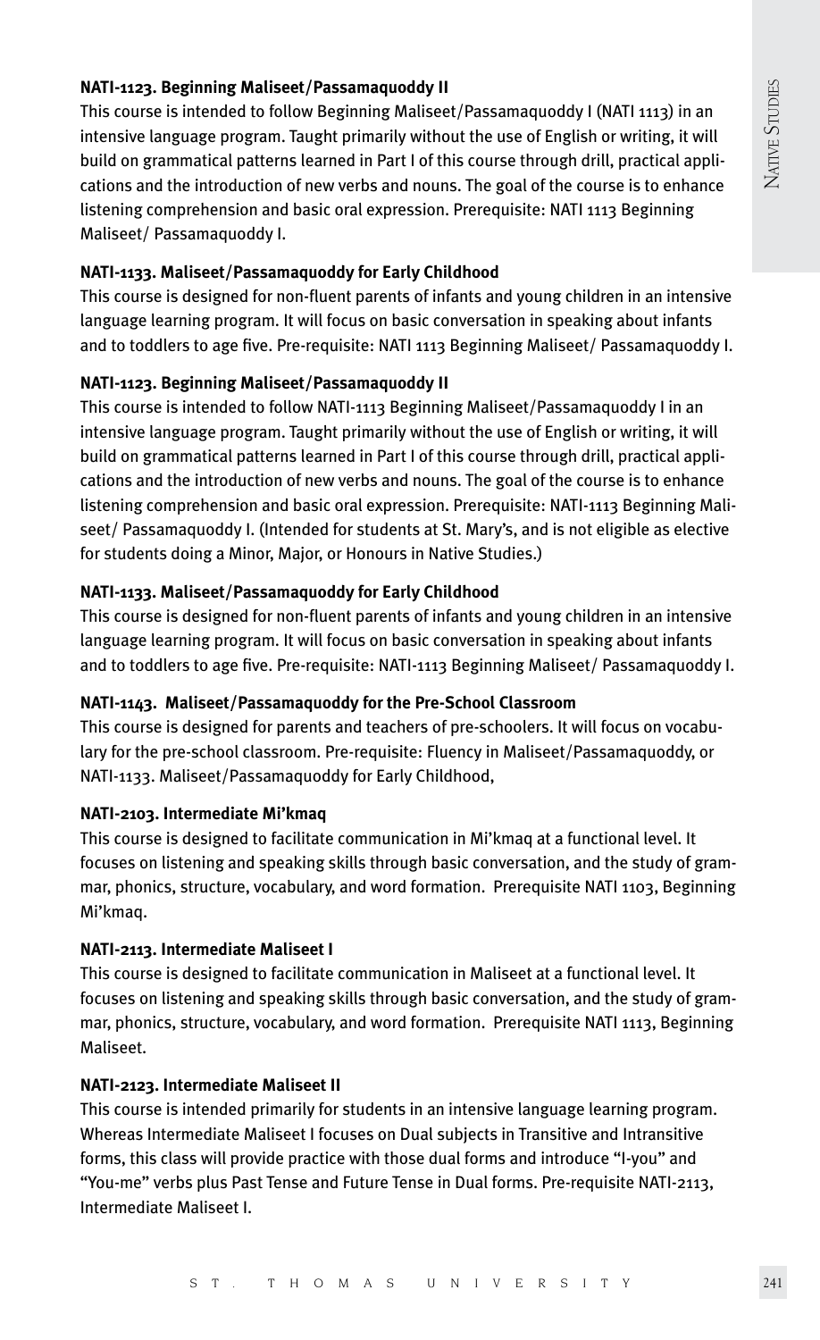**NATI-1123. Beginning Maliseet/Passamaquoddy II**

This course is intended to follow Beginning Maliseet/Passamaquoddy I (NATI 1113) in an intensive language program. Taught primarily without the use of English or writing, it will build on grammatical patterns learned in Part I of this course through drill, practical applications and the introduction of new verbs and nouns. The goal of the course is to enhance listening comprehension and basic oral expression. Prerequisite: NATI 1113 Beginning Maliseet/ Passamaquoddy I.

**NATI-1133. Maliseet/Passamaquoddy for Early Childhood**

This course is designed for non-fluent parents of infants and young children in an intensive language learning program. It will focus on basic conversation in speaking about infants and to toddlers to age five. Pre-requisite: NATI 1113 Beginning Maliseet/ Passamaquoddy I.

**NATI-1123. Beginning Maliseet/Passamaquoddy II**

This course is intended to follow NATI-1113 Beginning Maliseet/Passamaquoddy I in an intensive language program. Taught primarily without the use of English or writing, it will build on grammatical patterns learned in Part I of this course through drill, practical applications and the introduction of new verbs and nouns. The goal of the course is to enhance listening comprehension and basic oral expression. Prerequisite: NATI-1113 Beginning Maliseet/ Passamaquoddy I. (Intended for students at St. Mary's, and is not eligible as elective for students doing a Minor, Major, or Honours in Native Studies.)

**NATI-1133. Maliseet/Passamaquoddy for Early Childhood**

This course is designed for non-fluent parents of infants and young children in an intensive language learning program. It will focus on basic conversation in speaking about infants and to toddlers to age five. Pre-requisite: NATI-1113 Beginning Maliseet/ Passamaquoddy I.

**NATI-1143. Maliseet/Passamaquoddy for the Pre-School Classroom**

This course is designed for parents and teachers of pre-schoolers. It will focus on vocabulary for the pre-school classroom. Pre-requisite: Fluency in Maliseet/Passamaquoddy, or NATI-1133. Maliseet/Passamaquoddy for Early Childhood,

**NATI-2103. Intermediate Mi'kmaq**

This course is designed to facilitate communication in Mi'kmaq at a functional level. It focuses on listening and speaking skills through basic conversation, and the study of grammar, phonics, structure, vocabulary, and word formation. Prerequisite NATI 1103, Beginning Mi'kmaq.

**NATI-2113. Intermediate Maliseet I**

This course is designed to facilitate communication in Maliseet at a functional level. It focuses on listening and speaking skills through basic conversation, and the study of grammar, phonics, structure, vocabulary, and word formation. Prerequisite NATI 1113, Beginning Maliseet.

**NATI-2123. Intermediate Maliseet II**

This course is intended primarily for students in an intensive language learning program. Whereas Intermediate Maliseet I focuses on Dual subjects in Transitive and Intransitive forms, this class will provide practice with those dual forms and introduce "I-you" and "You-me" verbs plus Past Tense and Future Tense in Dual forms. Pre-requisite NATI-2113, Intermediate Maliseet I.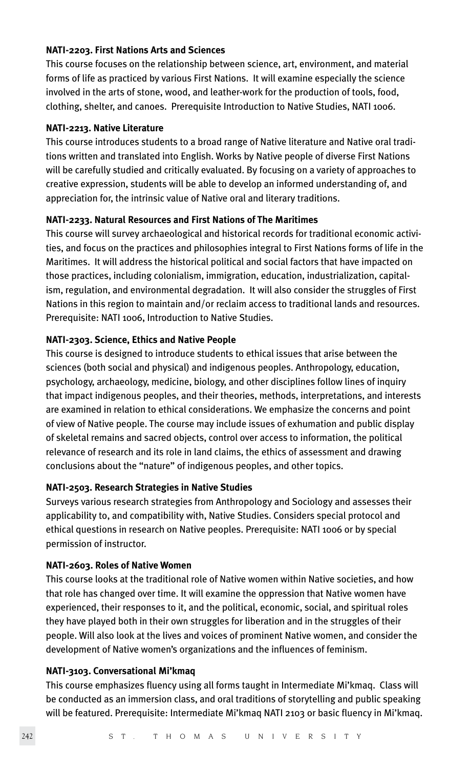**NATI-2203. First Nations Arts and Sciences**

This course focuses on the relationship between science, art, environment, and material forms of life as practiced by various First Nations. It will examine especially the science involved in the arts of stone, wood, and leather-work for the production of tools, food, clothing, shelter, and canoes. Prerequisite Introduction to Native Studies, NATI 1006.

**NATI-2213. Native Literature**

This course introduces students to a broad range of Native literature and Native oral traditions written and translated into English. Works by Native people of diverse First Nations will be carefully studied and critically evaluated. By focusing on a variety of approaches to creative expression, students will be able to develop an informed understanding of, and appreciation for, the intrinsic value of Native oral and literary traditions.

**NATI-2233. Natural Resources and First Nations of The Maritimes**

This course will survey archaeological and historical records for traditional economic activities, and focus on the practices and philosophies integral to First Nations forms of life in the Maritimes. It will address the historical political and social factors that have impacted on those practices, including colonialism, immigration, education, industrialization, capitalism, regulation, and environmental degradation. It will also consider the struggles of First Nations in this region to maintain and/or reclaim access to traditional lands and resources. Prerequisite: NATI 1006, Introduction to Native Studies.

**NATI-2303. Science, Ethics and Native People**

This course is designed to introduce students to ethical issues that arise between the sciences (both social and physical) and indigenous peoples. Anthropology, education, psychology, archaeology, medicine, biology, and other disciplines follow lines of inquiry that impact indigenous peoples, and their theories, methods, interpretations, and interests are examined in relation to ethical considerations. We emphasize the concerns and point of view of Native people. The course may include issues of exhumation and public display of skeletal remains and sacred objects, control over access to information, the political relevance of research and its role in land claims, the ethics of assessment and drawing conclusions about the "nature" of indigenous peoples, and other topics.

**NATI-2503. Research Strategies in Native Studies**

Surveys various research strategies from Anthropology and Sociology and assesses their applicability to, and compatibility with, Native Studies. Considers special protocol and ethical questions in research on Native peoples. Prerequisite: NATI 1006 or by special permission of instructor.

**NATI-2603. Roles of Native Women**

This course looks at the traditional role of Native women within Native societies, and how that role has changed over time. It will examine the oppression that Native women have experienced, their responses to it, and the political, economic, social, and spiritual roles they have played both in their own struggles for liberation and in the struggles of their people. Will also look at the lives and voices of prominent Native women, and consider the development of Native women's organizations and the influences of feminism.

**NATI-3103. Conversational Mi'kmaq**

This course emphasizes fluency using all forms taught in Intermediate Mi'kmaq. Class will be conducted as an immersion class, and oral traditions of storytelling and public speaking will be featured. Prerequisite: Intermediate Mi'kmaq NATI 2103 or basic fluency in Mi'kmaq.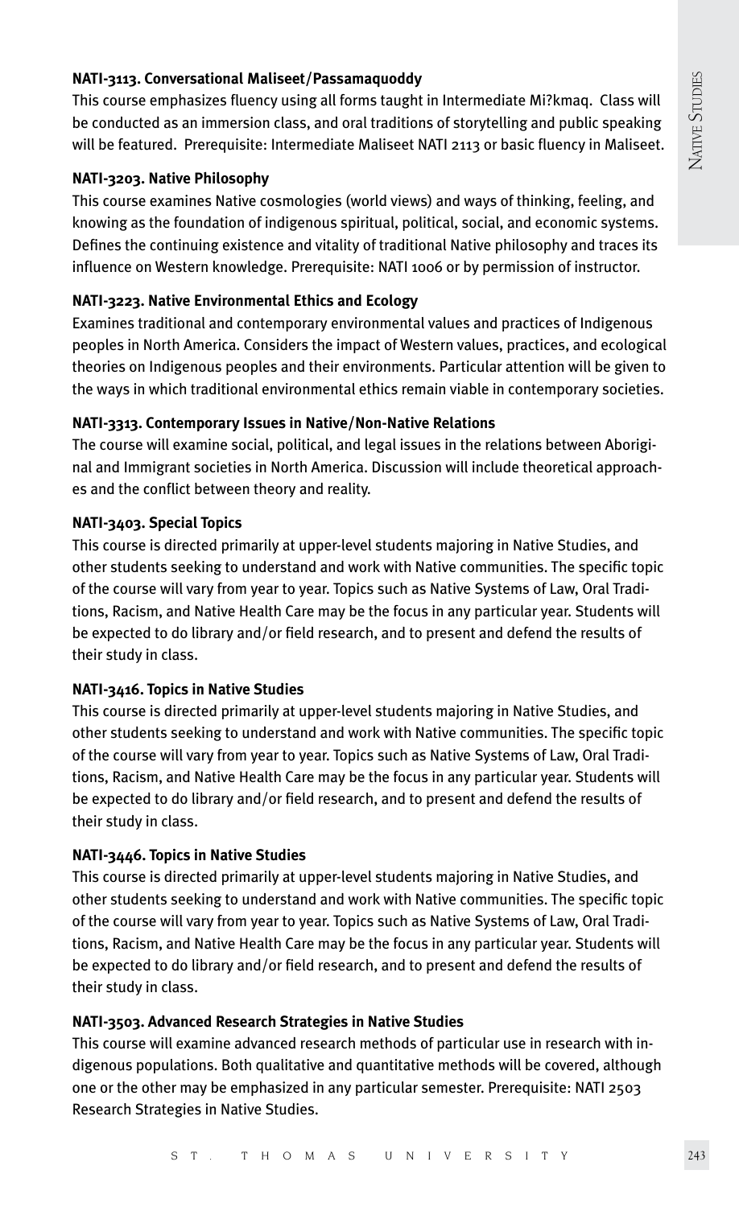**NATI-3113. Conversational Maliseet/Passamaquoddy**

This course emphasizes fluency using all forms taught in Intermediate Mi?kmaq. Class will be conducted as an immersion class, and oral traditions of storytelling and public speaking will be featured. Prerequisite: Intermediate Maliseet NATI 2113 or basic fluency in Maliseet.

**NATI-3203. Native Philosophy**

This course examines Native cosmologies (world views) and ways of thinking, feeling, and knowing as the foundation of indigenous spiritual, political, social, and economic systems. Defines the continuing existence and vitality of traditional Native philosophy and traces its influence on Western knowledge. Prerequisite: NATI 1006 or by permission of instructor.

**NATI-3223. Native Environmental Ethics and Ecology**

Examines traditional and contemporary environmental values and practices of Indigenous peoples in North America. Considers the impact of Western values, practices, and ecological theories on Indigenous peoples and their environments. Particular attention will be given to the ways in which traditional environmental ethics remain viable in contemporary societies.

**NATI-3313. Contemporary Issues in Native/Non-Native Relations**

The course will examine social, political, and legal issues in the relations between Aboriginal and Immigrant societies in North America. Discussion will include theoretical approaches and the conflict between theory and reality.

**NATI-3403. Special Topics**

This course is directed primarily at upper-level students majoring in Native Studies, and other students seeking to understand and work with Native communities. The specific topic of the course will vary from year to year. Topics such as Native Systems of Law, Oral Traditions, Racism, and Native Health Care may be the focus in any particular year. Students will be expected to do library and/or field research, and to present and defend the results of their study in class.

**NATI-3416. Topics in Native Studies**

This course is directed primarily at upper-level students majoring in Native Studies, and other students seeking to understand and work with Native communities. The specific topic of the course will vary from year to year. Topics such as Native Systems of Law, Oral Traditions, Racism, and Native Health Care may be the focus in any particular year. Students will be expected to do library and/or field research, and to present and defend the results of their study in class.

**NATI-3446. Topics in Native Studies**

This course is directed primarily at upper-level students majoring in Native Studies, and other students seeking to understand and work with Native communities. The specific topic of the course will vary from year to year. Topics such as Native Systems of Law, Oral Traditions, Racism, and Native Health Care may be the focus in any particular year. Students will be expected to do library and/or field research, and to present and defend the results of their study in class.

**NATI-3503. Advanced Research Strategies in Native Studies**

This course will examine advanced research methods of particular use in research with indigenous populations. Both qualitative and quantitative methods will be covered, although one or the other may be emphasized in any particular semester. Prerequisite: NATI 2503 Research Strategies in Native Studies.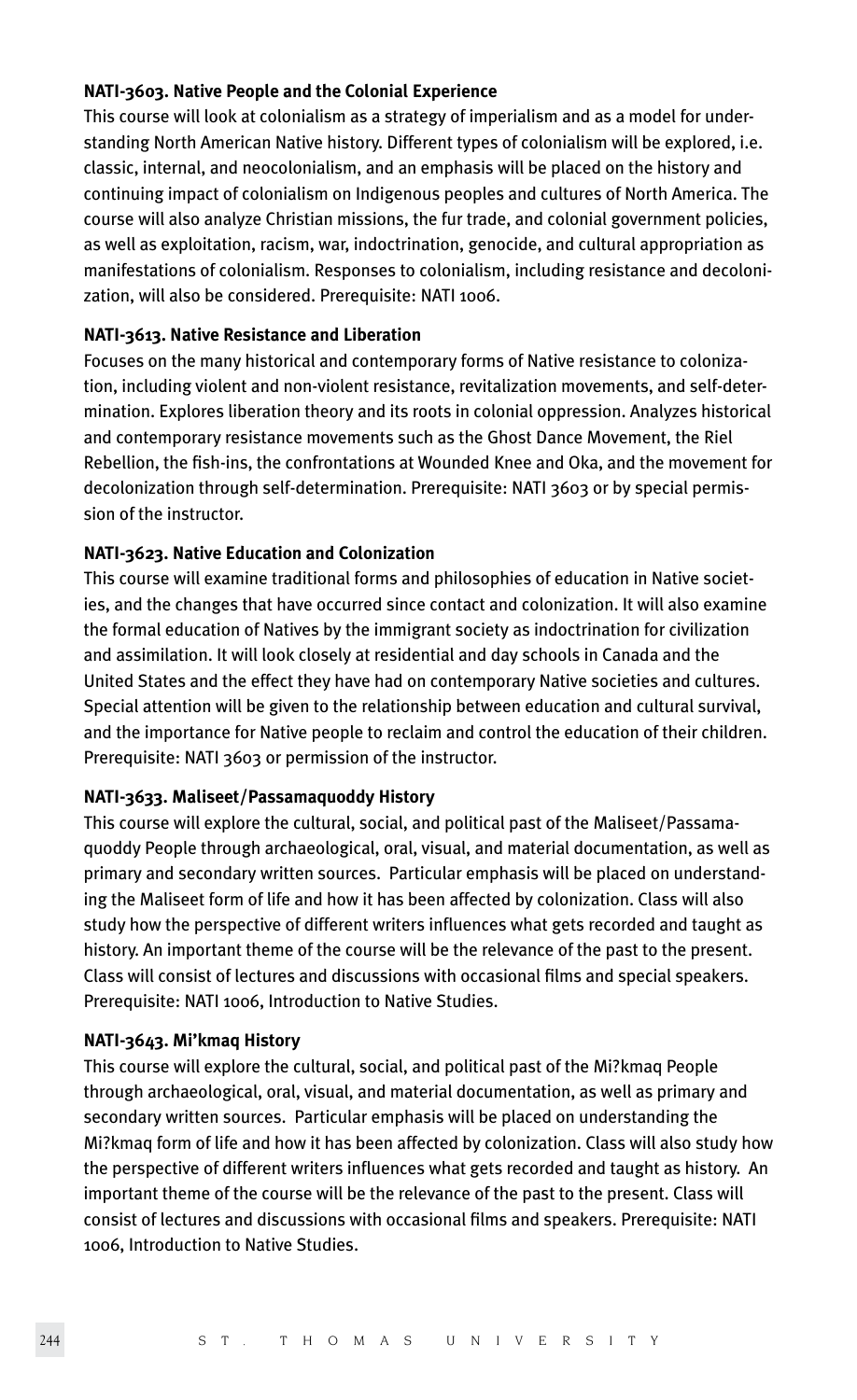**NATI-3603. Native People and the Colonial Experience**

This course will look at colonialism as a strategy of imperialism and as a model for understanding North American Native history. Different types of colonialism will be explored, i.e. classic, internal, and neocolonialism, and an emphasis will be placed on the history and continuing impact of colonialism on Indigenous peoples and cultures of North America. The course will also analyze Christian missions, the fur trade, and colonial government policies, as well as exploitation, racism, war, indoctrination, genocide, and cultural appropriation as manifestations of colonialism. Responses to colonialism, including resistance and decolonization, will also be considered. Prerequisite: NATI 1006.

**NATI-3613. Native Resistance and Liberation**

Focuses on the many historical and contemporary forms of Native resistance to colonization, including violent and non-violent resistance, revitalization movements, and self-determination. Explores liberation theory and its roots in colonial oppression. Analyzes historical and contemporary resistance movements such as the Ghost Dance Movement, the Riel Rebellion, the fish-ins, the confrontations at Wounded Knee and Oka, and the movement for decolonization through self-determination. Prerequisite: NATI 3603 or by special permission of the instructor.

**NATI-3623. Native Education and Colonization**

This course will examine traditional forms and philosophies of education in Native societies, and the changes that have occurred since contact and colonization. It will also examine the formal education of Natives by the immigrant society as indoctrination for civilization and assimilation. It will look closely at residential and day schools in Canada and the United States and the effect they have had on contemporary Native societies and cultures. Special attention will be given to the relationship between education and cultural survival, and the importance for Native people to reclaim and control the education of their children. Prerequisite: NATI 3603 or permission of the instructor.

**NATI-3633. Maliseet/Passamaquoddy History**

This course will explore the cultural, social, and political past of the Maliseet/Passamaquoddy People through archaeological, oral, visual, and material documentation, as well as primary and secondary written sources. Particular emphasis will be placed on understanding the Maliseet form of life and how it has been affected by colonization. Class will also study how the perspective of different writers influences what gets recorded and taught as history. An important theme of the course will be the relevance of the past to the present. Class will consist of lectures and discussions with occasional films and special speakers. Prerequisite: NATI 1006, Introduction to Native Studies.

**NATI-3643. Mi'kmaq History**

This course will explore the cultural, social, and political past of the Mi?kmaq People through archaeological, oral, visual, and material documentation, as well as primary and secondary written sources. Particular emphasis will be placed on understanding the Mi?kmaq form of life and how it has been affected by colonization. Class will also study how the perspective of different writers influences what gets recorded and taught as history. An important theme of the course will be the relevance of the past to the present. Class will consist of lectures and discussions with occasional films and speakers. Prerequisite: NATI 1006, Introduction to Native Studies.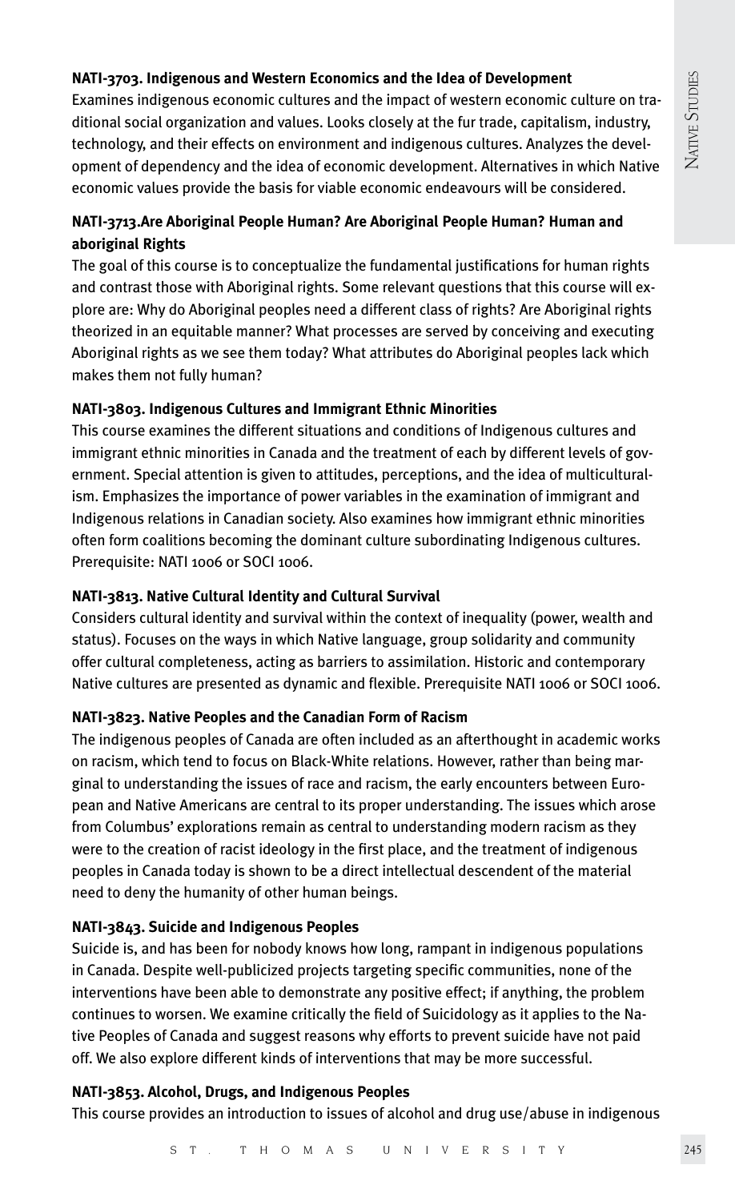**NATI-3703. Indigenous and Western Economics and the Idea of Development**

Examines indigenous economic cultures and the impact of western economic culture on traditional social organization and values. Looks closely at the fur trade, capitalism, industry, technology, and their effects on environment and indigenous cultures. Analyzes the development of dependency and the idea of economic development. Alternatives in which Native economic values provide the basis for viable economic endeavours will be considered.

**NATI-3713.Are Aboriginal People Human? Are Aboriginal People Human? Human and aboriginal Rights**

The goal of this course is to conceptualize the fundamental justifications for human rights and contrast those with Aboriginal rights. Some relevant questions that this course will explore are: Why do Aboriginal peoples need a different class of rights? Are Aboriginal rights theorized in an equitable manner? What processes are served by conceiving and executing Aboriginal rights as we see them today? What attributes do Aboriginal peoples lack which makes them not fully human?

**NATI-3803. Indigenous Cultures and Immigrant Ethnic Minorities**

This course examines the different situations and conditions of Indigenous cultures and immigrant ethnic minorities in Canada and the treatment of each by different levels of government. Special attention is given to attitudes, perceptions, and the idea of multiculturalism. Emphasizes the importance of power variables in the examination of immigrant and Indigenous relations in Canadian society. Also examines how immigrant ethnic minorities often form coalitions becoming the dominant culture subordinating Indigenous cultures. Prerequisite: NATI 1006 or SOCI 1006.

**NATI-3813. Native Cultural Identity and Cultural Survival**

Considers cultural identity and survival within the context of inequality (power, wealth and status). Focuses on the ways in which Native language, group solidarity and community offer cultural completeness, acting as barriers to assimilation. Historic and contemporary Native cultures are presented as dynamic and flexible. Prerequisite NATI 1006 or SOCI 1006.

**NATI-3823. Native Peoples and the Canadian Form of Racism**

The indigenous peoples of Canada are often included as an afterthought in academic works on racism, which tend to focus on Black-White relations. However, rather than being marginal to understanding the issues of race and racism, the early encounters between European and Native Americans are central to its proper understanding. The issues which arose from Columbus' explorations remain as central to understanding modern racism as they were to the creation of racist ideology in the first place, and the treatment of indigenous peoples in Canada today is shown to be a direct intellectual descendent of the material need to deny the humanity of other human beings.

**NATI-3843. Suicide and Indigenous Peoples**

Suicide is, and has been for nobody knows how long, rampant in indigenous populations in Canada. Despite well-publicized projects targeting specific communities, none of the interventions have been able to demonstrate any positive effect; if anything, the problem continues to worsen. We examine critically the field of Suicidology as it applies to the Native Peoples of Canada and suggest reasons why efforts to prevent suicide have not paid off. We also explore different kinds of interventions that may be more successful.

**NATI-3853. Alcohol, Drugs, and Indigenous Peoples**

This course provides an introduction to issues of alcohol and drug use/abuse in indigenous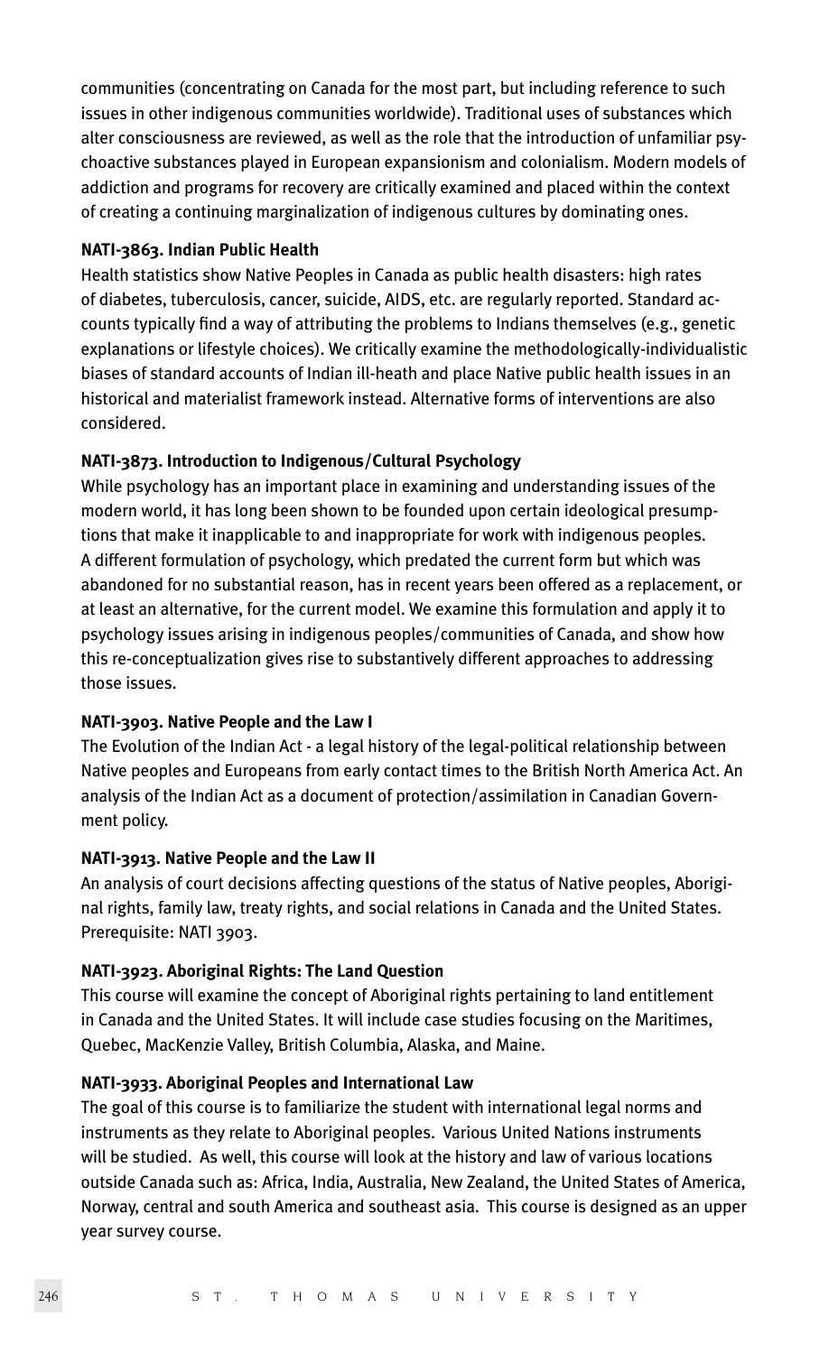communities (concentrating on Canada for the most part, but including reference to such issues in other indigenous communities worldwide). Traditional uses of substances which alter consciousness are reviewed, as well as the role that the introduction of unfamiliar psychoactive substances played in European expansionism and colonialism. Modern models of addiction and programs for recovery are critically examined and placed within the context of creating a continuing marginalization of indigenous cultures by dominating ones.

**NATI-3863. Indian Public Health**

Health statistics show Native Peoples in Canada as public health disasters: high rates of diabetes, tuberculosis, cancer, suicide, AIDS, etc. are regularly reported. Standard accounts typically find a way of attributing the problems to Indians themselves (e.g., genetic explanations or lifestyle choices). We critically examine the methodologically-individualistic biases of standard accounts of Indian ill-heath and place Native public health issues in an historical and materialist framework instead. Alternative forms of interventions are also considered.

**NATI-3873. Introduction to Indigenous/Cultural Psychology**

While psychology has an important place in examining and understanding issues of the modern world, it has long been shown to be founded upon certain ideological presumptions that make it inapplicable to and inappropriate for work with indigenous peoples. A different formulation of psychology, which predated the current form but which was abandoned for no substantial reason, has in recent years been offered as a replacement, or at least an alternative, for the current model. We examine this formulation and apply it to psychology issues arising in indigenous peoples/communities of Canada, and show how this re-conceptualization gives rise to substantively different approaches to addressing those issues.

**NATI-3903. Native People and the Law I**

The Evolution of the Indian Act - a legal history of the legal-political relationship between Native peoples and Europeans from early contact times to the British North America Act. An analysis of the Indian Act as a document of protection/assimilation in Canadian Government policy.

**NATI-3913. Native People and the Law II**

An analysis of court decisions affecting questions of the status of Native peoples, Aboriginal rights, family law, treaty rights, and social relations in Canada and the United States. Prerequisite: NATI 3903.

**NATI-3923. Aboriginal Rights: The Land Question**

This course will examine the concept of Aboriginal rights pertaining to land entitlement in Canada and the United States. It will include case studies focusing on the Maritimes, Quebec, MacKenzie Valley, British Columbia, Alaska, and Maine.

**NATI-3933. Aboriginal Peoples and International Law**

The goal of this course is to familiarize the student with international legal norms and instruments as they relate to Aboriginal peoples. Various United Nations instruments will be studied. As well, this course will look at the history and law of various locations outside Canada such as: Africa, India, Australia, New Zealand, the United States of America, Norway, central and south America and southeast asia. This course is designed as an upper year survey course.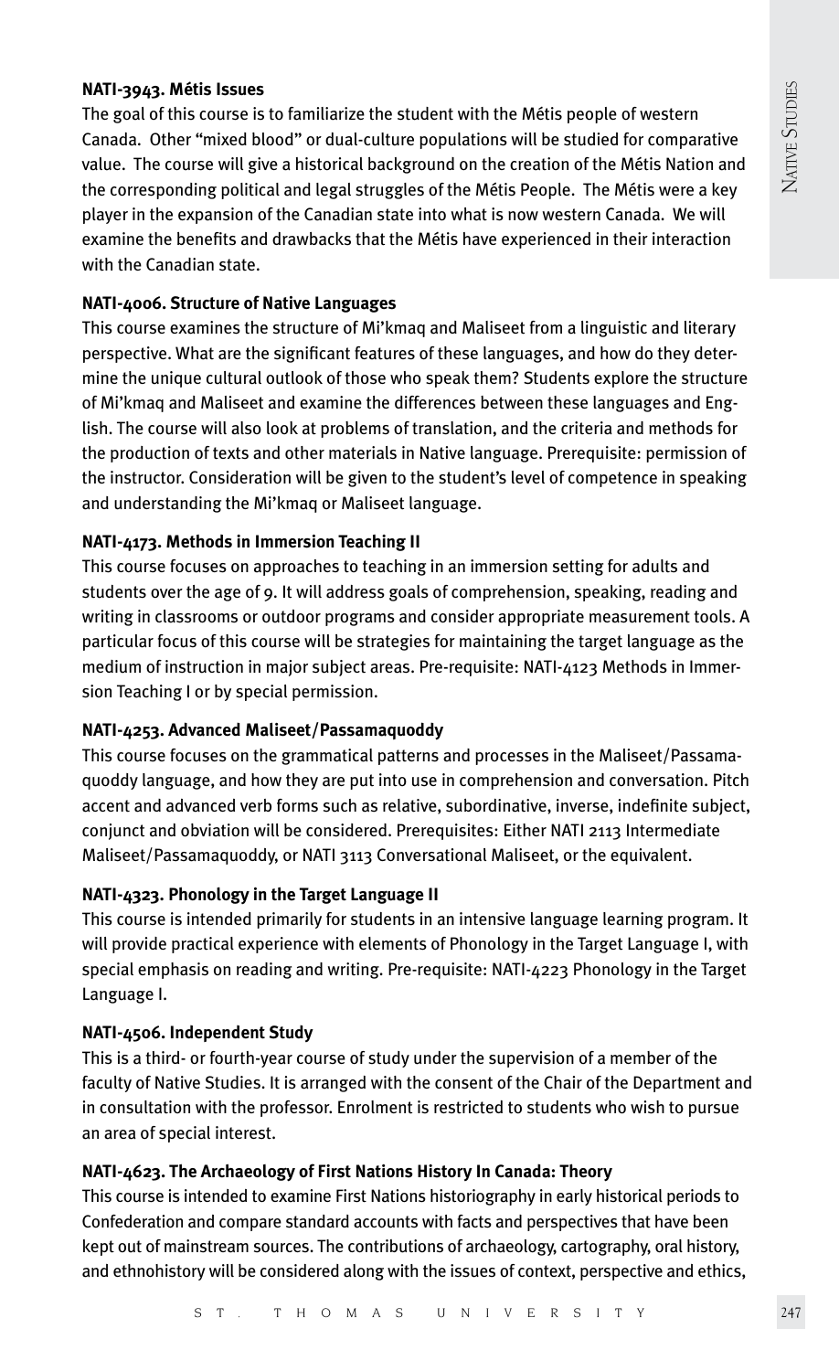**NATI-3943. Métis Issues**

The goal of this course is to familiarize the student with the Métis people of western Canada. Other "mixed blood" or dual-culture populations will be studied for comparative value. The course will give a historical background on the creation of the Métis Nation and the corresponding political and legal struggles of the Métis People. The Métis were a key player in the expansion of the Canadian state into what is now western Canada. We will examine the benefits and drawbacks that the Métis have experienced in their interaction with the Canadian state.

**NATI-4006. Structure of Native Languages**

This course examines the structure of Mi'kmaq and Maliseet from a linguistic and literary perspective. What are the significant features of these languages, and how do they determine the unique cultural outlook of those who speak them? Students explore the structure of Mi'kmaq and Maliseet and examine the differences between these languages and English. The course will also look at problems of translation, and the criteria and methods for the production of texts and other materials in Native language. Prerequisite: permission of the instructor. Consideration will be given to the student's level of competence in speaking and understanding the Mi'kmaq or Maliseet language.

**NATI-4173. Methods in Immersion Teaching II**

This course focuses on approaches to teaching in an immersion setting for adults and students over the age of 9. It will address goals of comprehension, speaking, reading and writing in classrooms or outdoor programs and consider appropriate measurement tools. A particular focus of this course will be strategies for maintaining the target language as the medium of instruction in major subject areas. Pre-requisite: NATI-4123 Methods in Immersion Teaching I or by special permission.

**NATI-4253. Advanced Maliseet/Passamaquoddy**

This course focuses on the grammatical patterns and processes in the Maliseet/Passamaquoddy language, and how they are put into use in comprehension and conversation. Pitch accent and advanced verb forms such as relative, subordinative, inverse, indefinite subject, conjunct and obviation will be considered. Prerequisites: Either NATI 2113 Intermediate Maliseet/Passamaquoddy, or NATI 3113 Conversational Maliseet, or the equivalent.

**NATI-4323. Phonology in the Target Language II**

This course is intended primarily for students in an intensive language learning program. It will provide practical experience with elements of Phonology in the Target Language I, with special emphasis on reading and writing. Pre-requisite: NATI-4223 Phonology in the Target Language I.

**NATI-4506. Independent Study**

This is a third- or fourth-year course of study under the supervision of a member of the faculty of Native Studies. It is arranged with the consent of the Chair of the Department and in consultation with the professor. Enrolment is restricted to students who wish to pursue an area of special interest.

**NATI-4623. The Archaeology of First Nations History In Canada: Theory**

This course is intended to examine First Nations historiography in early historical periods to Confederation and compare standard accounts with facts and perspectives that have been kept out of mainstream sources. The contributions of archaeology, cartography, oral history, and ethnohistory will be considered along with the issues of context, perspective and ethics,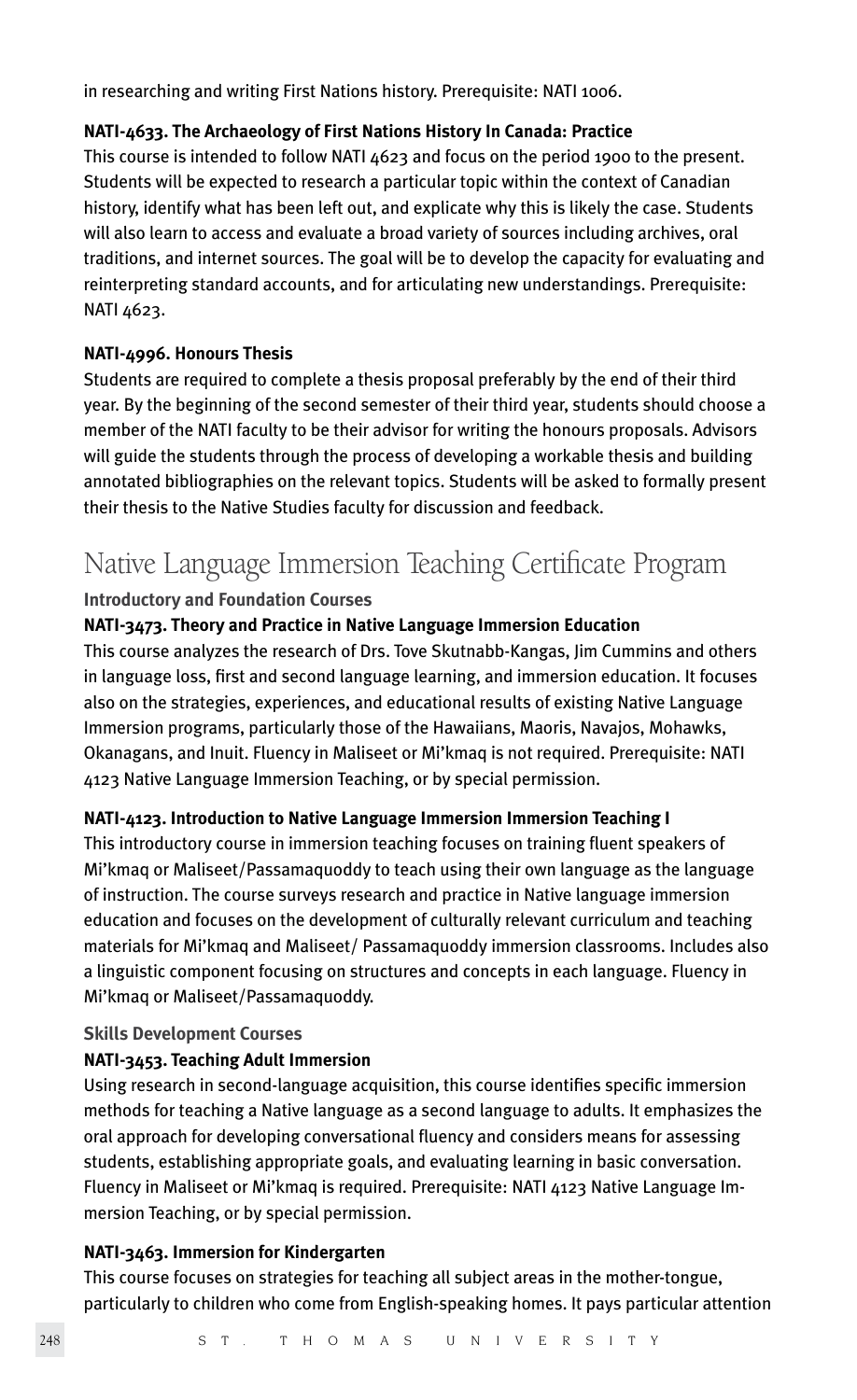in researching and writing First Nations history. Prerequisite: NATI 1006.

**NATI-4633. The Archaeology of First Nations History In Canada: Practice**

This course is intended to follow NATI 4623 and focus on the period 1900 to the present. Students will be expected to research a particular topic within the context of Canadian history, identify what has been left out, and explicate why this is likely the case. Students will also learn to access and evaluate a broad variety of sources including archives, oral traditions, and internet sources. The goal will be to develop the capacity for evaluating and reinterpreting standard accounts, and for articulating new understandings. Prerequisite: NATI 4623.

**NATI-4996. Honours Thesis**

Students are required to complete a thesis proposal preferably by the end of their third year. By the beginning of the second semester of their third year, students should choose a member of the NATI faculty to be their advisor for writing the honours proposals. Advisors will guide the students through the process of developing a workable thesis and building annotated bibliographies on the relevant topics. Students will be asked to formally present their thesis to the Native Studies faculty for discussion and feedback.

# Native Language Immersion Teaching Certificate Program

### Introductory and Foundation Courses

**NATI-3473. Theory and Practice in Native Language Immersion Education**

This course analyzes the research of Drs. Tove Skutnabb-Kangas, Jim Cummins and others in language loss, first and second language learning, and immersion education. It focuses also on the strategies, experiences, and educational results of existing Native Language Immersion programs, particularly those of the Hawaiians, Maoris, Navajos, Mohawks, Okanagans, and Inuit. Fluency in Maliseet or Mi'kmaq is not required. Prerequisite: NATI 4123 Native Language Immersion Teaching, or by special permission.

**NATI-4123. Introduction to Native Language Immersion Immersion Teaching I**

This introductory course in immersion teaching focuses on training fluent speakers of Mi'kmaq or Maliseet/Passamaquoddy to teach using their own language as the language of instruction. The course surveys research and practice in Native language immersion education and focuses on the development of culturally relevant curriculum and teaching materials for Mi'kmaq and Maliseet/ Passamaquoddy immersion classrooms. Includes also a linguistic component focusing on structures and concepts in each language. Fluency in Mi'kmaq or Maliseet/Passamaquoddy.

### Skills Development Courses

**NATI-3453. Teaching Adult Immersion**

Using research in second-language acquisition, this course identifies specific immersion methods for teaching a Native language as a second language to adults. It emphasizes the oral approach for developing conversational fluency and considers means for assessing students, establishing appropriate goals, and evaluating learning in basic conversation. Fluency in Maliseet or Mi'kmaq is required. Prerequisite: NATI 4123 Native Language Immersion Teaching, or by special permission.

**NATI-3463. Immersion for Kindergarten**

This course focuses on strategies for teaching all subject areas in the mother-tongue, particularly to children who come from English-speaking homes. It pays particular attention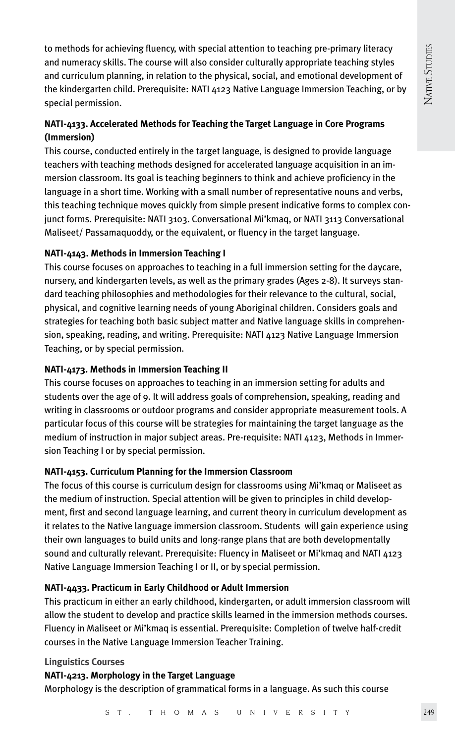to methods for achieving fluency, with special attention to teaching pre-primary literacy and numeracy skills. The course will also consider culturally appropriate teaching styles and curriculum planning, in relation to the physical, social, and emotional development of the kindergarten child. Prerequisite: NATI 4123 Native Language Immersion Teaching, or by special permission.

**NATI-4133. Accelerated Methods for Teaching the Target Language in Core Programs (Immersion)**

This course, conducted entirely in the target language, is designed to provide language teachers with teaching methods designed for accelerated language acquisition in an immersion classroom. Its goal is teaching beginners to think and achieve proficiency in the language in a short time. Working with a small number of representative nouns and verbs, this teaching technique moves quickly from simple present indicative forms to complex conjunct forms. Prerequisite: NATI 3103. Conversational Mi'kmaq, or NATI 3113 Conversational Maliseet/ Passamaquoddy, or the equivalent, or fluency in the target language.

**NATI-4143. Methods in Immersion Teaching I**

This course focuses on approaches to teaching in a full immersion setting for the daycare, nursery, and kindergarten levels, as well as the primary grades (Ages 2-8). It surveys standard teaching philosophies and methodologies for their relevance to the cultural, social, physical, and cognitive learning needs of young Aboriginal children. Considers goals and strategies for teaching both basic subject matter and Native language skills in comprehension, speaking, reading, and writing. Prerequisite: NATI 4123 Native Language Immersion Teaching, or by special permission.

**NATI-4173. Methods in Immersion Teaching II**

This course focuses on approaches to teaching in an immersion setting for adults and students over the age of 9. It will address goals of comprehension, speaking, reading and writing in classrooms or outdoor programs and consider appropriate measurement tools. A particular focus of this course will be strategies for maintaining the target language as the medium of instruction in major subject areas. Pre-requisite: NATI 4123, Methods in Immersion Teaching I or by special permission.

**NATI-4153. Curriculum Planning for the Immersion Classroom**

The focus of this course is curriculum design for classrooms using Mi'kmaq or Maliseet as the medium of instruction. Special attention will be given to principles in child development, first and second language learning, and current theory in curriculum development as it relates to the Native language immersion classroom. Students will gain experience using their own languages to build units and long-range plans that are both developmentally sound and culturally relevant. Prerequisite: Fluency in Maliseet or Mi'kmaq and NATI 4123 Native Language Immersion Teaching I or II, or by special permission.

**NATI-4433. Practicum in Early Childhood or Adult Immersion**

This practicum in either an early childhood, kindergarten, or adult immersion classroom will allow the student to develop and practice skills learned in the immersion methods courses. Fluency in Maliseet or Mi'kmaq is essential. Prerequisite: Completion of twelve half-credit courses in the Native Language Immersion Teacher Training.

### Linguistics Courses

**NATI-4213. Morphology in the Target Language**

Morphology is the description of grammatical forms in a language. As such this course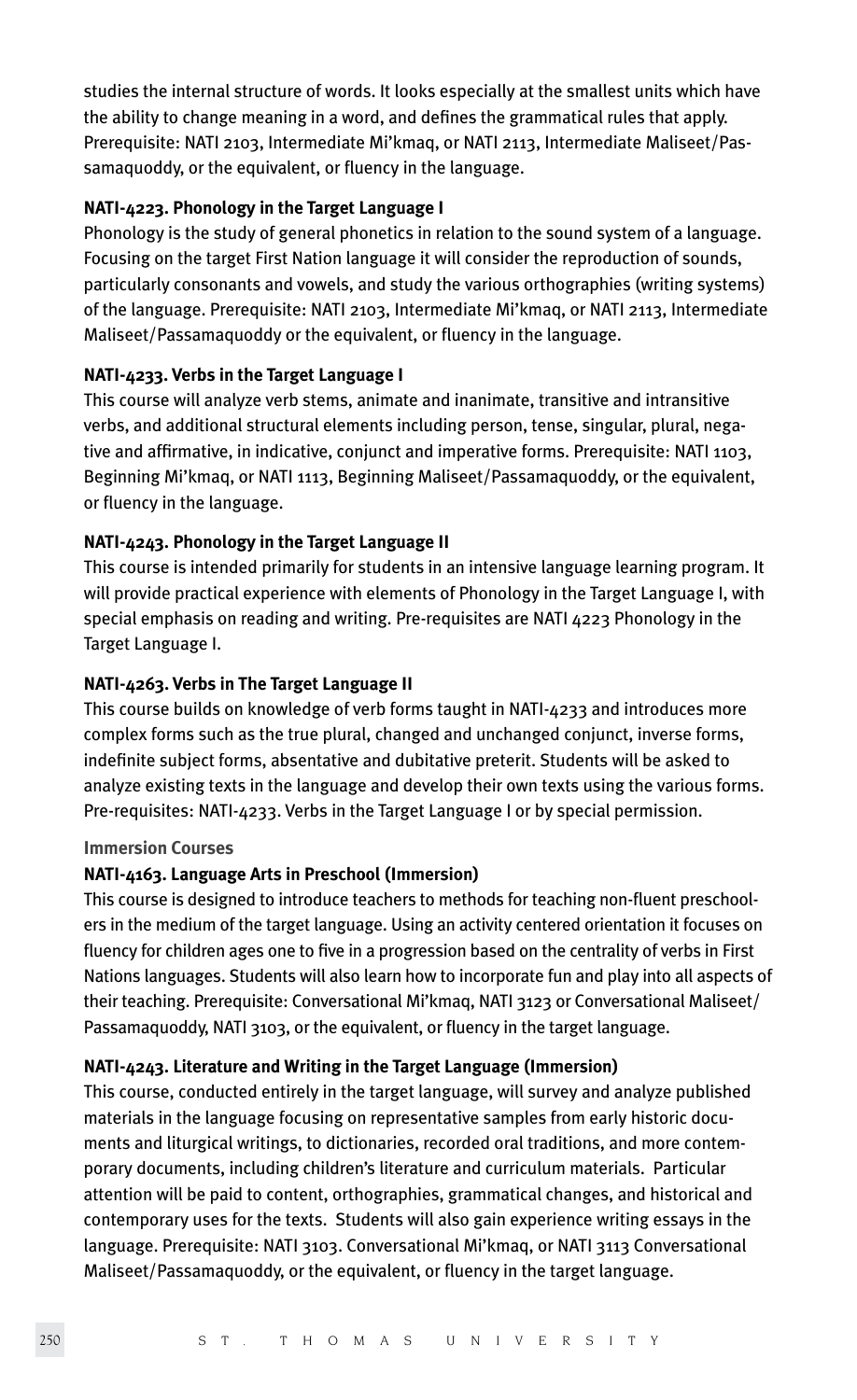studies the internal structure of words. It looks especially at the smallest units which have the ability to change meaning in a word, and defines the grammatical rules that apply. Prerequisite: NATI 2103, Intermediate Mi'kmaq, or NATI 2113, Intermediate Maliseet/Passamaquoddy, or the equivalent, or fluency in the language.

**NATI-4223. Phonology in the Target Language I**

Phonology is the study of general phonetics in relation to the sound system of a language. Focusing on the target First Nation language it will consider the reproduction of sounds, particularly consonants and vowels, and study the various orthographies (writing systems) of the language. Prerequisite: NATI 2103, Intermediate Mi'kmaq, or NATI 2113, Intermediate Maliseet/Passamaquoddy or the equivalent, or fluency in the language.

**NATI-4233. Verbs in the Target Language I**

This course will analyze verb stems, animate and inanimate, transitive and intransitive verbs, and additional structural elements including person, tense, singular, plural, negative and affirmative, in indicative, conjunct and imperative forms. Prerequisite: NATI 1103, Beginning Mi'kmaq, or NATI 1113, Beginning Maliseet/Passamaquoddy, or the equivalent, or fluency in the language.

**NATI-4243. Phonology in the Target Language II**

This course is intended primarily for students in an intensive language learning program. It will provide practical experience with elements of Phonology in the Target Language I, with special emphasis on reading and writing. Pre-requisites are NATI 4223 Phonology in the Target Language I.

**NATI-4263. Verbs in The Target Language II**

This course builds on knowledge of verb forms taught in NATI-4233 and introduces more complex forms such as the true plural, changed and unchanged conjunct, inverse forms, indefinite subject forms, absentative and dubitative preterit. Students will be asked to analyze existing texts in the language and develop their own texts using the various forms. Pre-requisites: NATI-4233. Verbs in the Target Language I or by special permission.

### Immersion Courses

**NATI-4163. Language Arts in Preschool (Immersion)**

This course is designed to introduce teachers to methods for teaching non-fluent preschoolers in the medium of the target language. Using an activity centered orientation it focuses on fluency for children ages one to five in a progression based on the centrality of verbs in First Nations languages. Students will also learn how to incorporate fun and play into all aspects of their teaching. Prerequisite: Conversational Mi'kmaq, NATI 3123 or Conversational Maliseet/ Passamaquoddy, NATI 3103, or the equivalent, or fluency in the target language.

**NATI-4243. Literature and Writing in the Target Language (Immersion)**

This course, conducted entirely in the target language, will survey and analyze published materials in the language focusing on representative samples from early historic documents and liturgical writings, to dictionaries, recorded oral traditions, and more contemporary documents, including children's literature and curriculum materials. Particular attention will be paid to content, orthographies, grammatical changes, and historical and contemporary uses for the texts. Students will also gain experience writing essays in the language. Prerequisite: NATI 3103. Conversational Mi'kmaq, or NATI 3113 Conversational Maliseet/Passamaquoddy, or the equivalent, or fluency in the target language.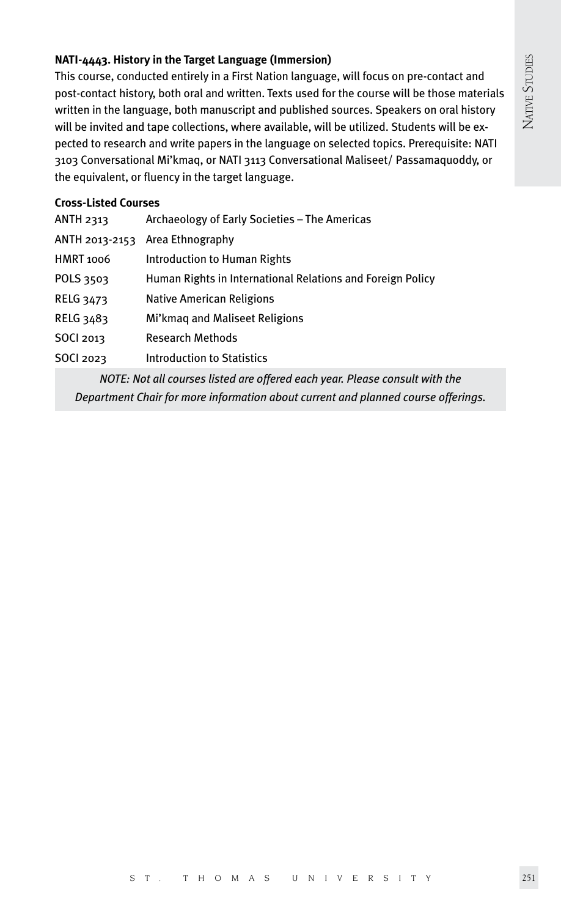**NATI-4443. History in the Target Language (Immersion)**

This course, conducted entirely in a First Nation language, will focus on pre-contact and post-contact history, both oral and written. Texts used for the course will be those materials written in the language, both manuscript and published sources. Speakers on oral history will be invited and tape collections, where available, will be utilized. Students will be expected to research and write papers in the language on selected topics. Prerequisite: NATI 3103 Conversational Mi'kmaq, or NATI 3113 Conversational Maliseet/ Passamaquoddy, or the equivalent, or fluency in the target language.

**Cross-Listed Courses**

| | |
|---|---|
| ANTH 2313 | Archaeology of Early Societies – The Americas |
| ANTH 2013-2153 | Area Ethnography |
| HMRT 1006 | Introduction to Human Rights |
| POLS 3503 | Human Rights in International Relations and Foreign Policy |
| RELG 3473 | Native American Religions |
| RELG 3483 | Mi'kmaq and Maliseet Religions |
| SOCI 2013 | Research Methods |
| SOCI 2023 | Introduction to Statistics |

*NOTE: Not all courses listed are offered each year. Please consult with the Department Chair for more information about current and planned course offerings.*